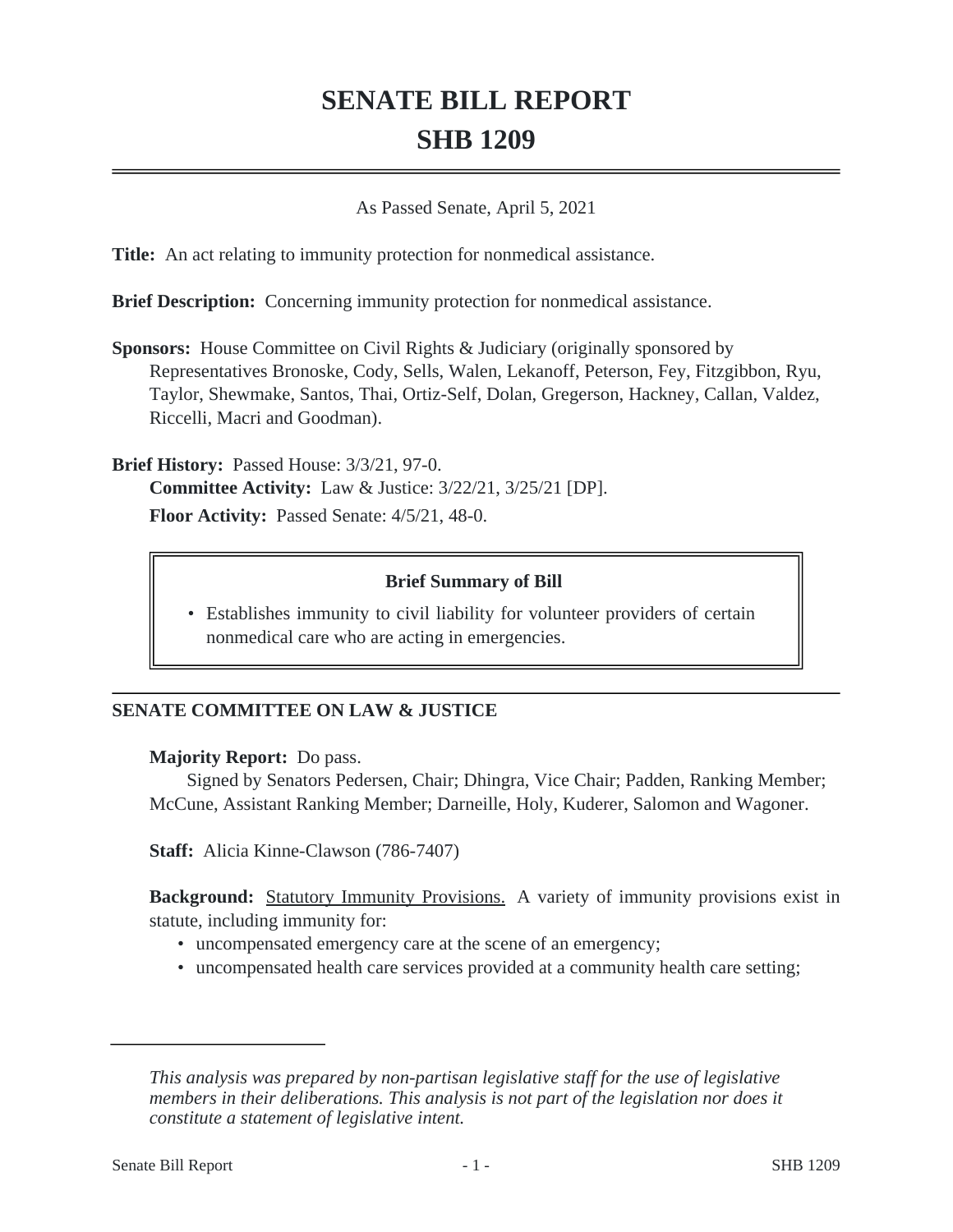# SENATE BILL REPORT
# SHB 1209

As Passed Senate, April 5, 2021

**Title:** An act relating to immunity protection for nonmedical assistance.

**Brief Description:** Concerning immunity protection for nonmedical assistance.

**Sponsors:** House Committee on Civil Rights & Judiciary (originally sponsored by Representatives Bronoske, Cody, Sells, Walen, Lekanoff, Peterson, Fey, Fitzgibbon, Ryu, Taylor, Shewmake, Santos, Thai, Ortiz-Self, Dolan, Gregerson, Hackney, Callan, Valdez, Riccelli, Macri and Goodman).

**Brief History:** Passed House: 3/3/21, 97-0.
**Committee Activity:** Law & Justice: 3/22/21, 3/25/21 [DP].
**Floor Activity:** Passed Senate: 4/5/21, 48-0.

**Brief Summary of Bill**

- Establishes immunity to civil liability for volunteer providers of certain nonmedical care who are acting in emergencies.

## SENATE COMMITTEE ON LAW & JUSTICE

**Majority Report:** Do pass.
Signed by Senators Pedersen, Chair; Dhingra, Vice Chair; Padden, Ranking Member; McCune, Assistant Ranking Member; Darneille, Holy, Kuderer, Salomon and Wagoner.

**Staff:** Alicia Kinne-Clawson (786-7407)

**Background:** Statutory Immunity Provisions. A variety of immunity provisions exist in statute, including immunity for:

- uncompensated emergency care at the scene of an emergency;
- uncompensated health care services provided at a community health care setting;

*This analysis was prepared by non-partisan legislative staff for the use of legislative members in their deliberations. This analysis is not part of the legislation nor does it constitute a statement of legislative intent.*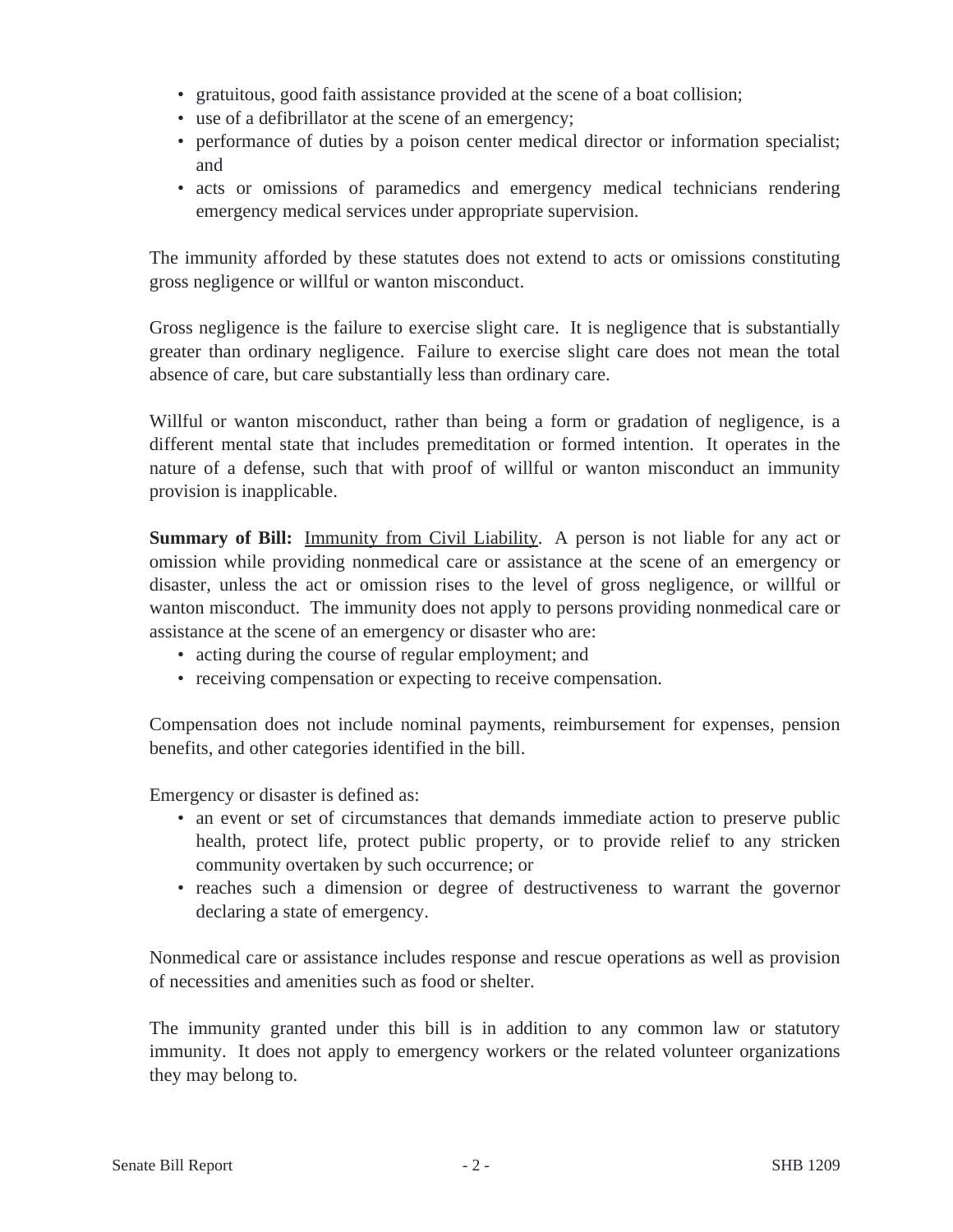- gratuitous, good faith assistance provided at the scene of a boat collision;
- use of a defibrillator at the scene of an emergency;
- performance of duties by a poison center medical director or information specialist; and
- acts or omissions of paramedics and emergency medical technicians rendering emergency medical services under appropriate supervision.

The immunity afforded by these statutes does not extend to acts or omissions constituting gross negligence or willful or wanton misconduct.

Gross negligence is the failure to exercise slight care. It is negligence that is substantially greater than ordinary negligence. Failure to exercise slight care does not mean the total absence of care, but care substantially less than ordinary care.

Willful or wanton misconduct, rather than being a form or gradation of negligence, is a different mental state that includes premeditation or formed intention. It operates in the nature of a defense, such that with proof of willful or wanton misconduct an immunity provision is inapplicable.

**Summary of Bill:** Immunity from Civil Liability. A person is not liable for any act or omission while providing nonmedical care or assistance at the scene of an emergency or disaster, unless the act or omission rises to the level of gross negligence, or willful or wanton misconduct. The immunity does not apply to persons providing nonmedical care or assistance at the scene of an emergency or disaster who are:

- acting during the course of regular employment; and
- receiving compensation or expecting to receive compensation.

Compensation does not include nominal payments, reimbursement for expenses, pension benefits, and other categories identified in the bill.

Emergency or disaster is defined as:

- an event or set of circumstances that demands immediate action to preserve public health, protect life, protect public property, or to provide relief to any stricken community overtaken by such occurrence; or
- reaches such a dimension or degree of destructiveness to warrant the governor declaring a state of emergency.

Nonmedical care or assistance includes response and rescue operations as well as provision of necessities and amenities such as food or shelter.

The immunity granted under this bill is in addition to any common law or statutory immunity. It does not apply to emergency workers or the related volunteer organizations they may belong to.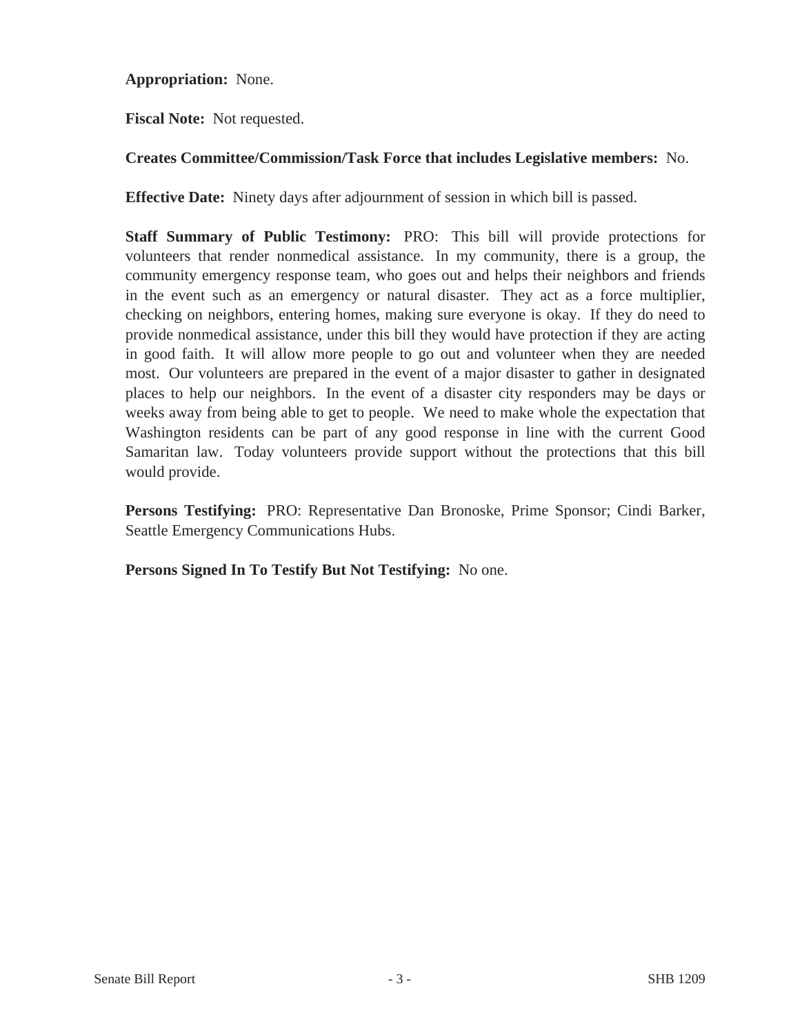**Appropriation:** None.

**Fiscal Note:** Not requested.

**Creates Committee/Commission/Task Force that includes Legislative members:** No.

**Effective Date:** Ninety days after adjournment of session in which bill is passed.

**Staff Summary of Public Testimony:** PRO: This bill will provide protections for volunteers that render nonmedical assistance. In my community, there is a group, the community emergency response team, who goes out and helps their neighbors and friends in the event such as an emergency or natural disaster. They act as a force multiplier, checking on neighbors, entering homes, making sure everyone is okay. If they do need to provide nonmedical assistance, under this bill they would have protection if they are acting in good faith. It will allow more people to go out and volunteer when they are needed most. Our volunteers are prepared in the event of a major disaster to gather in designated places to help our neighbors. In the event of a disaster city responders may be days or weeks away from being able to get to people. We need to make whole the expectation that Washington residents can be part of any good response in line with the current Good Samaritan law. Today volunteers provide support without the protections that this bill would provide.

**Persons Testifying:** PRO: Representative Dan Bronoske, Prime Sponsor; Cindi Barker, Seattle Emergency Communications Hubs.

**Persons Signed In To Testify But Not Testifying:** No one.